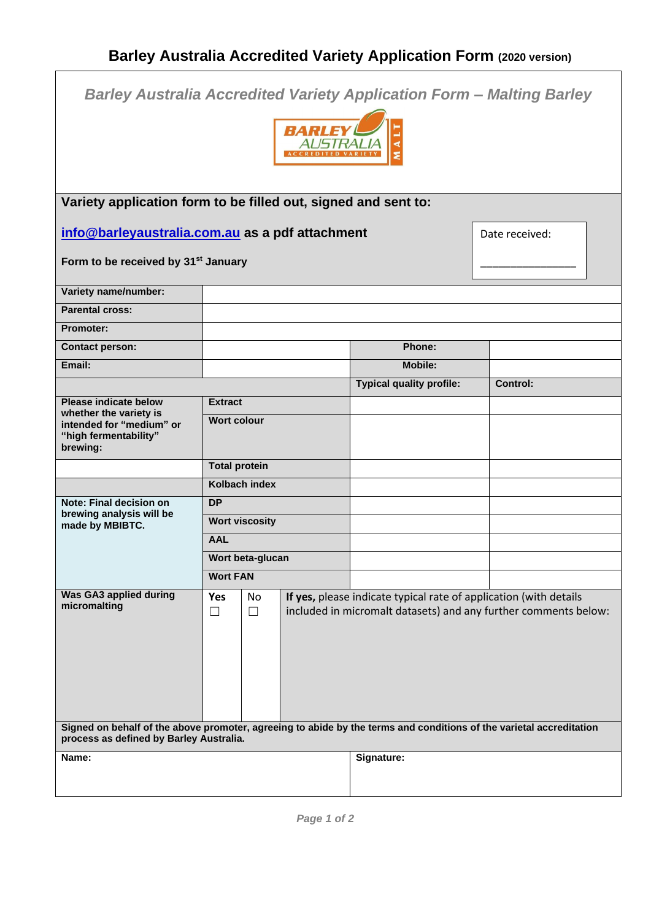# Barley Australia Accredited Variety Application Form (2020 version)

*Barley Australia Accredited Variety Application Form – Malting Barley*

**Variety application form to be filled out, signed and sent to:**

**info@barleyaustralia.com.au as a pdf attachment**

**Form to be received by 31st January**

Date received: ________________

| | | | |
|---|---|---|---|
| **Variety name/number:** | | | |
| **Parental cross:** | | | |
| **Promoter:** | | | |
| **Contact person:** | | **Phone:** | |
| **Email:** | | **Mobile:** | |
| | | **Typical quality profile:** | **Control:** |
| **Please indicate below whether the variety is intended for "medium" or "high fermentability" brewing:** | **Extract** | | |
| | **Wort colour** | | |
| | **Total protein** | | |
| | **Kolbach index** | | |
| **Note: Final decision on brewing analysis will be made by MBIBTC.** | **DP** | | |
| | **Wort viscosity** | | |
| | **AAL** | | |
| | **Wort beta-glucan** | | |
| | **Wort FAN** | | |

| | | | |
|---|---|---|---|
| **Was GA3 applied during micromalting** | **Yes** ☐ | No ☐ | **If yes,** please indicate typical rate of application (with details included in micromalt datasets) and any further comments below: |

**Signed on behalf of the above promoter, agreeing to abide by the terms and conditions of the varietal accreditation process as defined by Barley Australia.**

| | |
|---|---|
| **Name:** | **Signature:** |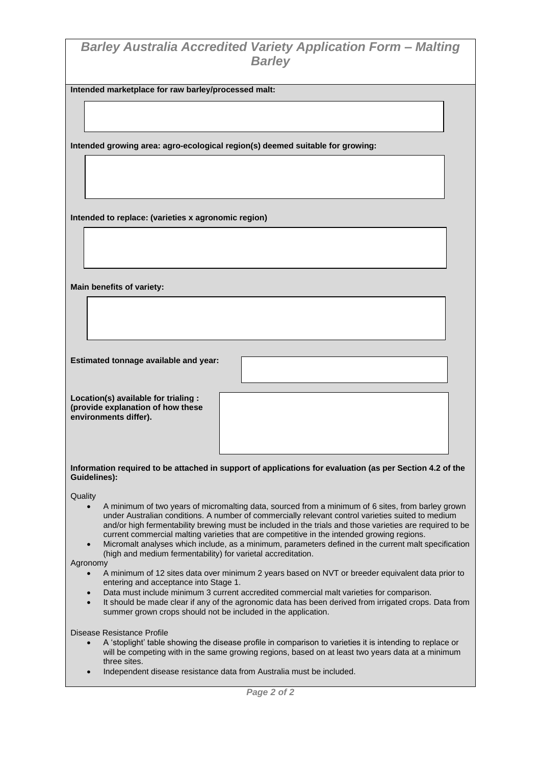# *Barley Australia Accredited Variety Application Form – Malting Barley*

**Intended marketplace for raw barley/processed malt:**

**Intended growing area: agro-ecological region(s) deemed suitable for growing:**

**Intended to replace: (varieties x agronomic region)**

**Main benefits of variety:**

**Estimated tonnage available and year:**

**Location(s) available for trialing : (provide explanation of how these environments differ).**

**Information required to be attached in support of applications for evaluation (as per Section 4.2 of the Guidelines):**

Quality

- A minimum of two years of micromalting data, sourced from a minimum of 6 sites, from barley grown under Australian conditions. A number of commercially relevant control varieties suited to medium and/or high fermentability brewing must be included in the trials and those varieties are required to be current commercial malting varieties that are competitive in the intended growing regions.
- Micromalt analyses which include, as a minimum, parameters defined in the current malt specification (high and medium fermentability) for varietal accreditation.

Agronomy

- A minimum of 12 sites data over minimum 2 years based on NVT or breeder equivalent data prior to entering and acceptance into Stage 1.
- Data must include minimum 3 current accredited commercial malt varieties for comparison.
- It should be made clear if any of the agronomic data has been derived from irrigated crops. Data from summer grown crops should not be included in the application.

Disease Resistance Profile

- A 'stoplight' table showing the disease profile in comparison to varieties it is intending to replace or will be competing with in the same growing regions, based on at least two years data at a minimum three sites.
- Independent disease resistance data from Australia must be included.